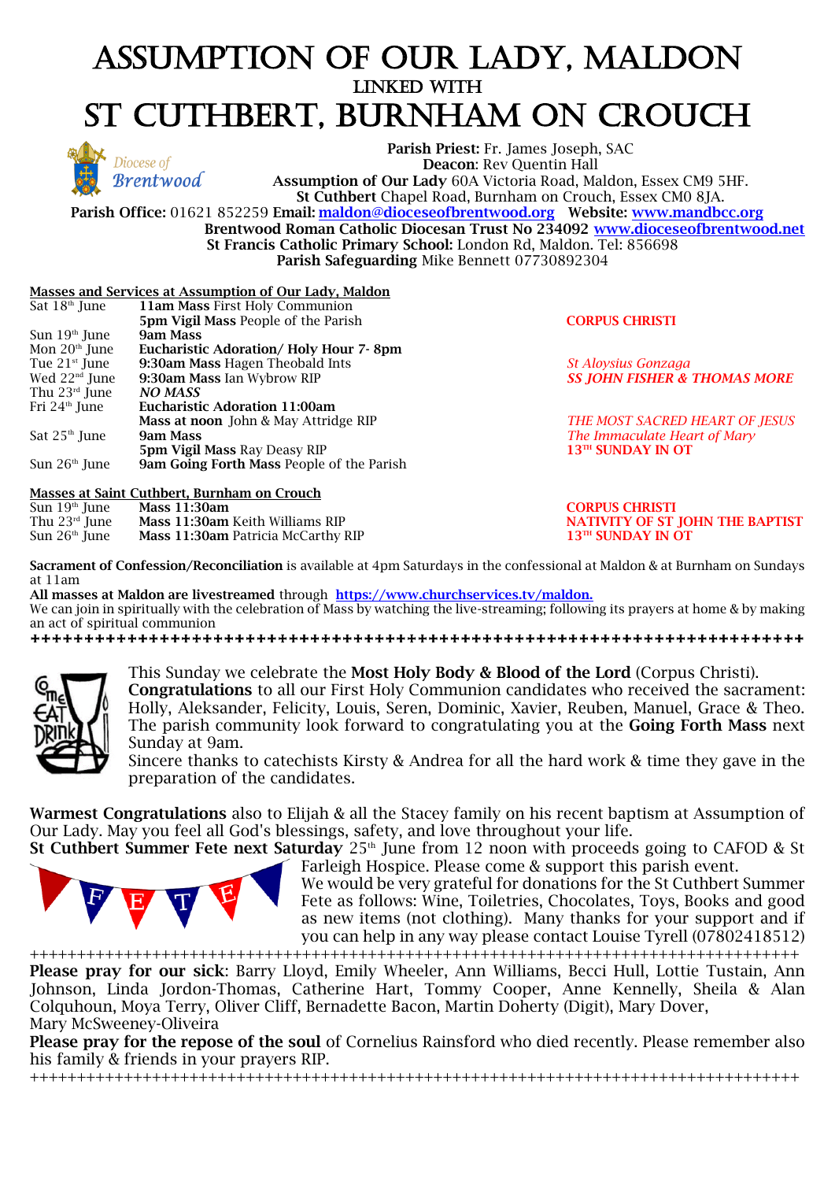# ASSUMPTION OF OUR LADY, MALDON
### LINKED WITH
# ST CUTHBERT, BURNHAM ON CROUCH

**Parish Priest:** Fr. James Joseph, SAC
**Deacon**: Rev Quentin Hall
**Assumption of Our Lady** 60A Victoria Road, Maldon, Essex CM9 5HF.
**St Cuthbert** Chapel Road, Burnham on Crouch, Essex CM0 8JA.
**Parish Office:** 01621 852259 **Email:** maldon@dioceseofbrentwood.org **Website:** www.mandbcc.org
**Brentwood Roman Catholic Diocesan Trust No 234092** www.dioceseofbrentwood.net
**St Francis Catholic Primary School:** London Rd, Maldon. Tel: 856698
**Parish Safeguarding** Mike Bennett 07730892304

**Masses and Services at Assumption of Our Lady, Maldon**

| | | |
|---|---|---|
| Sat 18th June | **11am Mass** First Holy Communion | |
| | **5pm Vigil Mass** People of the Parish | **CORPUS CHRISTI** |
| Sun 19th June | **9am Mass** | |
| Mon 20th June | **Eucharistic Adoration/ Holy Hour 7- 8pm** | |
| Tue 21st June | **9:30am Mass** Hagen Theobald Ints | *St Aloysius Gonzaga* |
| Wed 22nd June | **9:30am Mass** Ian Wybrow RIP | ***SS JOHN FISHER & THOMAS MORE*** |
| Thu 23rd June | ***NO MASS*** | |
| Fri 24th June | **Eucharistic Adoration 11:00am** | |
| | **Mass at noon** John & May Attridge RIP | *THE MOST SACRED HEART OF JESUS* |
| Sat 25th June | **9am Mass** | *The Immaculate Heart of Mary* |
| | **5pm Vigil Mass** Ray Deasy RIP | **13TH SUNDAY IN OT** |
| Sun 26th June | **9am Going Forth Mass** People of the Parish | |

**Masses at Saint Cuthbert, Burnham on Crouch**

| | | |
|---|---|---|
| Sun 19th June | **Mass 11:30am** | **CORPUS CHRISTI** |
| Thu 23rd June | **Mass 11:30am** Keith Williams RIP | **NATIVITY OF ST JOHN THE BAPTIST** |
| Sun 26th June | **Mass 11:30am** Patricia McCarthy RIP | **13TH SUNDAY IN OT** |

**Sacrament of Confession/Reconciliation** is available at 4pm Saturdays in the confessional at Maldon & at Burnham on Sundays at 11am

**All masses at Maldon are livestreamed** through https://www.churchservices.tv/maldon.
We can join in spiritually with the celebration of Mass by watching the live-streaming; following its prayers at home & by making an act of spiritual communion

++++++++++++++++++++++++++++++++++++++++++++++++++++++++++++++++++++++++++

This Sunday we celebrate the **Most Holy Body & Blood of the Lord** (Corpus Christi). **Congratulations** to all our First Holy Communion candidates who received the sacrament: Holly, Aleksander, Felicity, Louis, Seren, Dominic, Xavier, Reuben, Manuel, Grace & Theo. The parish community look forward to congratulating you at the **Going Forth Mass** next Sunday at 9am.
Sincere thanks to catechists Kirsty & Andrea for all the hard work & time they gave in the preparation of the candidates.

**Warmest Congratulations** also to Elijah & all the Stacey family on his recent baptism at Assumption of Our Lady. May you feel all God's blessings, safety, and love throughout your life.

**St Cuthbert Summer Fete next Saturday** 25th June from 12 noon with proceeds going to CAFOD & St Farleigh Hospice. Please come & support this parish event.
We would be very grateful for donations for the St Cuthbert Summer Fete as follows: Wine, Toiletries, Chocolates, Toys, Books and good as new items (not clothing). Many thanks for your support and if you can help in any way please contact Louise Tyrell (07802418512)

++++++++++++++++++++++++++++++++++++++++++++++++++++++++++++++++++++++++++

**Please pray for our sick**: Barry Lloyd, Emily Wheeler, Ann Williams, Becci Hull, Lottie Tustain, Ann Johnson, Linda Jordon-Thomas, Catherine Hart, Tommy Cooper, Anne Kennelly, Sheila & Alan Colquhoun, Moya Terry, Oliver Cliff, Bernadette Bacon, Martin Doherty (Digit), Mary Dover, Mary McSweeney-Oliveira

**Please pray for the repose of the soul** of Cornelius Rainsford who died recently. Please remember also his family & friends in your prayers RIP.

++++++++++++++++++++++++++++++++++++++++++++++++++++++++++++++++++++++++++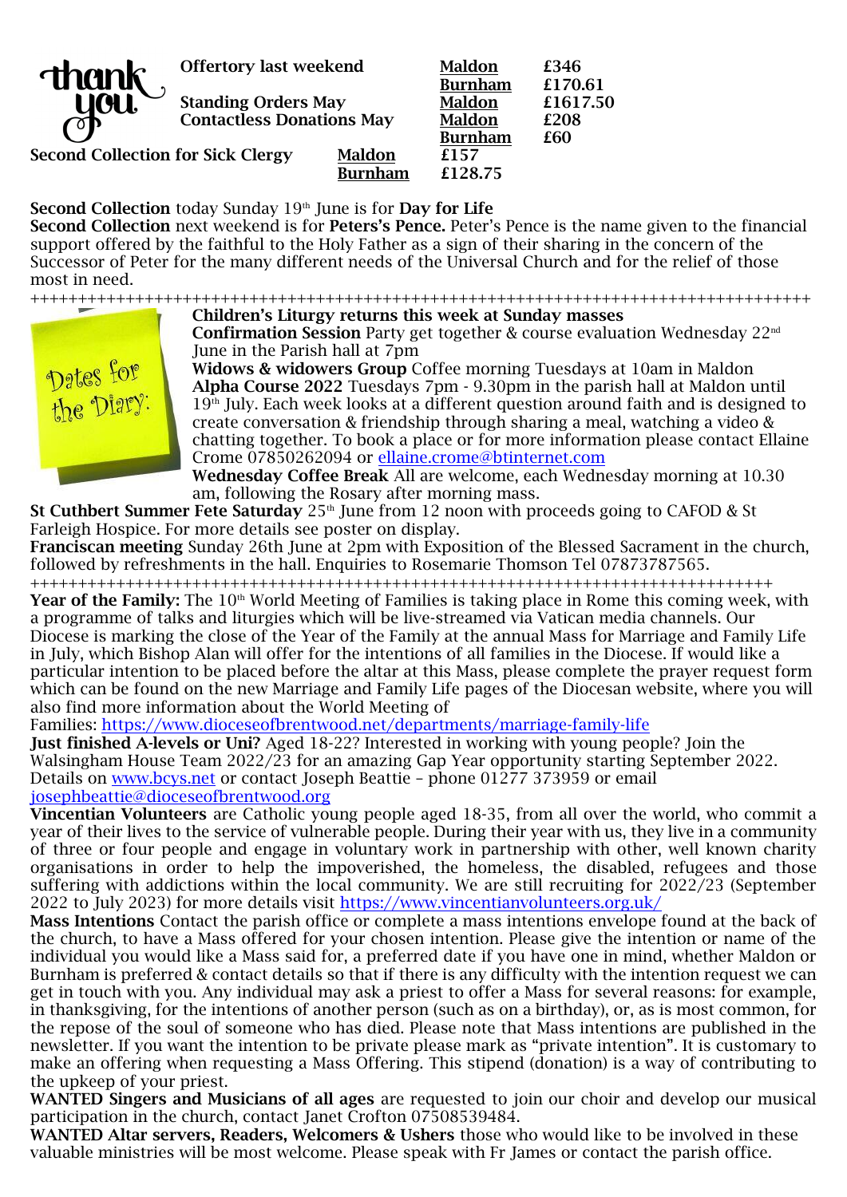thank you.

| Offertory last weekend | Maldon | £346 |
|---|---|---|
| | Burnham | £170.61 |
| Standing Orders May | Maldon | £1617.50 |
| Contactless Donations May | Maldon | £208 |
| | Burnham | £60 |
| Second Collection for Sick Clergy | Maldon | £157 |
| | Burnham | £128.75 |

**Second Collection** today Sunday 19th June is for **Day for Life**

**Second Collection** next weekend is for **Peters's Pence.** Peter's Pence is the name given to the financial support offered by the faithful to the Holy Father as a sign of their sharing in the concern of the Successor of Peter for the many different needs of the Universal Church and for the relief of those most in need.

++++++++++++++++++++++++++++++++++++++++++++++++++++++++++++++++++++++++++++

Dates for the Diary:

**Children's Liturgy returns this week at Sunday masses**

**Confirmation Session** Party get together & course evaluation Wednesday 22nd June in the Parish hall at 7pm

**Widows & widowers Group** Coffee morning Tuesdays at 10am in Maldon

**Alpha Course 2022** Tuesdays 7pm - 9.30pm in the parish hall at Maldon until 19th July. Each week looks at a different question around faith and is designed to create conversation & friendship through sharing a meal, watching a video & chatting together. To book a place or for more information please contact Ellaine Crome 07850262094 or ellaine.crome@btinternet.com

**Wednesday Coffee Break** All are welcome, each Wednesday morning at 10.30 am, following the Rosary after morning mass.

**St Cuthbert Summer Fete Saturday** 25th June from 12 noon with proceeds going to CAFOD & St Farleigh Hospice. For more details see poster on display.

**Franciscan meeting** Sunday 26th June at 2pm with Exposition of the Blessed Sacrament in the church, followed by refreshments in the hall. Enquiries to Rosemarie Thomson Tel 07873787565.

++++++++++++++++++++++++++++++++++++++++++++++++++++++++++++++++++++++++++

**Year of the Family:** The 10th World Meeting of Families is taking place in Rome this coming week, with a programme of talks and liturgies which will be live-streamed via Vatican media channels. Our Diocese is marking the close of the Year of the Family at the annual Mass for Marriage and Family Life in July, which Bishop Alan will offer for the intentions of all families in the Diocese. If would like a particular intention to be placed before the altar at this Mass, please complete the prayer request form which can be found on the new Marriage and Family Life pages of the Diocesan website, where you will also find more information about the World Meeting of Families: https://www.dioceseofbrentwood.net/departments/marriage-family-life

**Just finished A-levels or Uni?** Aged 18-22? Interested in working with young people? Join the Walsingham House Team 2022/23 for an amazing Gap Year opportunity starting September 2022. Details on www.bcys.net or contact Joseph Beattie – phone 01277 373959 or email josephbeattie@dioceseofbrentwood.org

**Vincentian Volunteers** are Catholic young people aged 18-35, from all over the world, who commit a year of their lives to the service of vulnerable people. During their year with us, they live in a community of three or four people and engage in voluntary work in partnership with other, well known charity organisations in order to help the impoverished, the homeless, the disabled, refugees and those suffering with addictions within the local community. We are still recruiting for 2022/23 (September 2022 to July 2023) for more details visit https://www.vincentianvolunteers.org.uk/

**Mass Intentions** Contact the parish office or complete a mass intentions envelope found at the back of the church, to have a Mass offered for your chosen intention. Please give the intention or name of the individual you would like a Mass said for, a preferred date if you have one in mind, whether Maldon or Burnham is preferred & contact details so that if there is any difficulty with the intention request we can get in touch with you. Any individual may ask a priest to offer a Mass for several reasons: for example, in thanksgiving, for the intentions of another person (such as on a birthday), or, as is most common, for the repose of the soul of someone who has died. Please note that Mass intentions are published in the newsletter. If you want the intention to be private please mark as "private intention". It is customary to make an offering when requesting a Mass Offering. This stipend (donation) is a way of contributing to the upkeep of your priest.

**WANTED Singers and Musicians of all ages** are requested to join our choir and develop our musical participation in the church, contact Janet Crofton 07508539484.

**WANTED Altar servers, Readers, Welcomers & Ushers** those who would like to be involved in these valuable ministries will be most welcome. Please speak with Fr James or contact the parish office.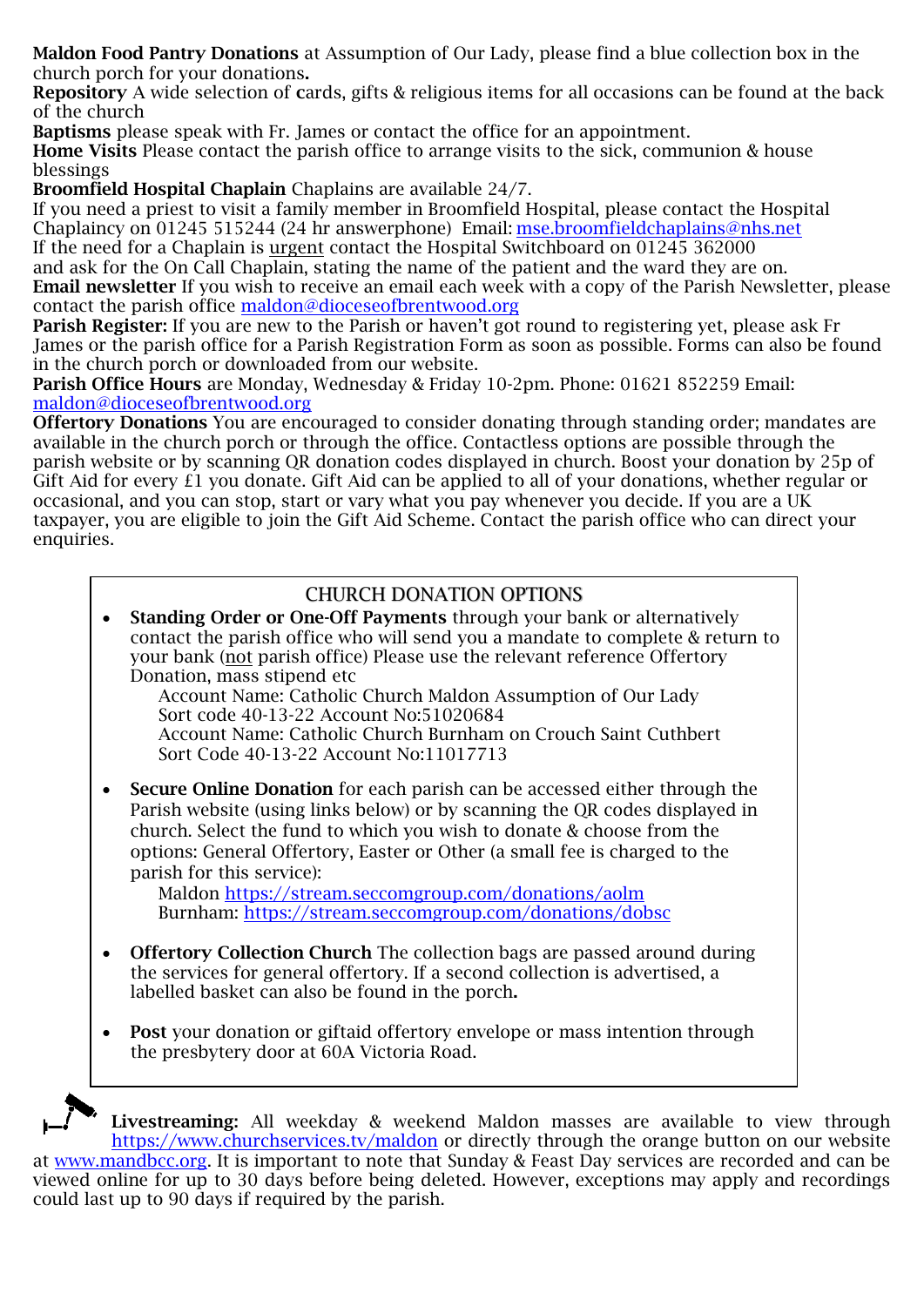**Maldon Food Pantry Donations** at Assumption of Our Lady, please find a blue collection box in the church porch for your donations**.**

**Repository** A wide selection of cards, gifts & religious items for all occasions can be found at the back of the church

**Baptisms** please speak with Fr. James or contact the office for an appointment.

**Home Visits** Please contact the parish office to arrange visits to the sick, communion & house blessings

**Broomfield Hospital Chaplain** Chaplains are available 24/7.

If you need a priest to visit a family member in Broomfield Hospital, please contact the Hospital Chaplaincy on 01245 515244 (24 hr answerphone) Email: mse.broomfieldchaplains@nhs.net

If the need for a Chaplain is urgent contact the Hospital Switchboard on 01245 362000 and ask for the On Call Chaplain, stating the name of the patient and the ward they are on.

**Email newsletter** If you wish to receive an email each week with a copy of the Parish Newsletter, please contact the parish office maldon@dioceseofbrentwood.org

**Parish Register:** If you are new to the Parish or haven't got round to registering yet, please ask Fr James or the parish office for a Parish Registration Form as soon as possible. Forms can also be found in the church porch or downloaded from our website.

**Parish Office Hours** are Monday, Wednesday & Friday 10-2pm. Phone: 01621 852259 Email: maldon@dioceseofbrentwood.org

**Offertory Donations** You are encouraged to consider donating through standing order; mandates are available in the church porch or through the office. Contactless options are possible through the parish website or by scanning QR donation codes displayed in church. Boost your donation by 25p of Gift Aid for every £1 you donate. Gift Aid can be applied to all of your donations, whether regular or occasional, and you can stop, start or vary what you pay whenever you decide. If you are a UK taxpayer, you are eligible to join the Gift Aid Scheme. Contact the parish office who can direct your enquiries.

## CHURCH DONATION OPTIONS

- **Standing Order or One-Off Payments** through your bank or alternatively contact the parish office who will send you a mandate to complete & return to your bank (not parish office) Please use the relevant reference Offertory Donation, mass stipend etc
  - Account Name: Catholic Church Maldon Assumption of Our Lady
    Sort code 40-13-22 Account No:51020684
  - Account Name: Catholic Church Burnham on Crouch Saint Cuthbert
    Sort Code 40-13-22 Account No:11017713

- **Secure Online Donation** for each parish can be accessed either through the Parish website (using links below) or by scanning the QR codes displayed in church. Select the fund to which you wish to donate & choose from the options: General Offertory, Easter or Other (a small fee is charged to the parish for this service):
  - Maldon https://stream.seccomgroup.com/donations/aolm
  - Burnham: https://stream.seccomgroup.com/donations/dobsc

- **Offertory Collection Church** The collection bags are passed around during the services for general offertory. If a second collection is advertised, a labelled basket can also be found in the porch**.**

- **Post** your donation or giftaid offertory envelope or mass intention through the presbytery door at 60A Victoria Road.

**Livestreaming:** All weekday & weekend Maldon masses are available to view through https://www.churchservices.tv/maldon or directly through the orange button on our website at www.mandbcc.org. It is important to note that Sunday & Feast Day services are recorded and can be viewed online for up to 30 days before being deleted. However, exceptions may apply and recordings could last up to 90 days if required by the parish.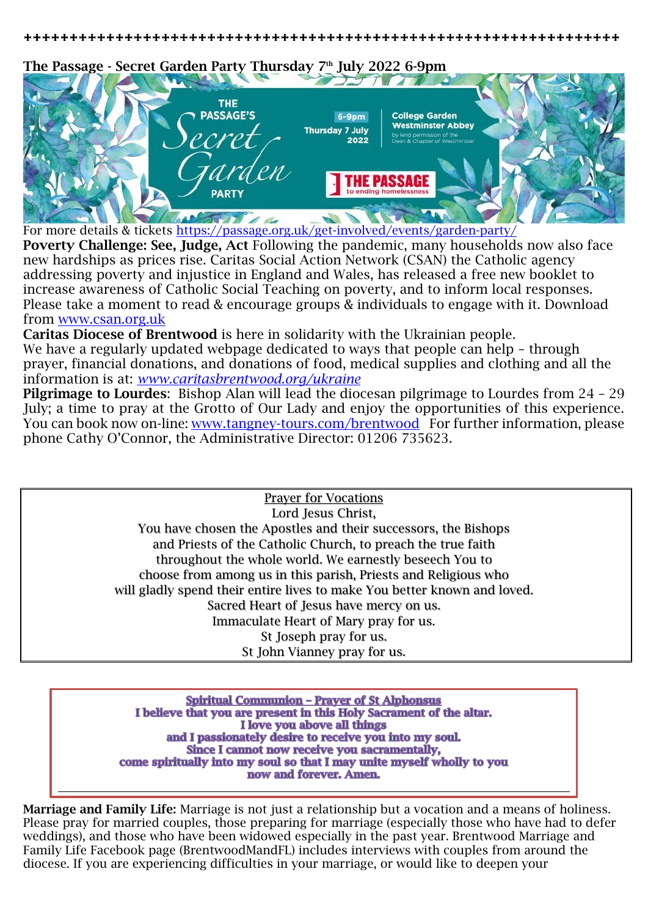++++++++++++++++++++++++++++++++++++++++++++++++++++++++++++++++

**The Passage - Secret Garden Party Thursday 7th July 2022 6-9pm**

THE PASSAGE'S Secret Garden PARTY
6-9pm Thursday 7 July 2022
College Garden Westminster Abbey by kind permission of the Dean & Chapter of Westminster
THE PASSAGE to ending homelessness

For more details & tickets https://passage.org.uk/get-involved/events/garden-party/

**Poverty Challenge: See, Judge, Act** Following the pandemic, many households now also face new hardships as prices rise. Caritas Social Action Network (CSAN) the Catholic agency addressing poverty and injustice in England and Wales, has released a free new booklet to increase awareness of Catholic Social Teaching on poverty, and to inform local responses. Please take a moment to read & encourage groups & individuals to engage with it. Download from www.csan.org.uk

**Caritas Diocese of Brentwood** is here in solidarity with the Ukrainian people.
We have a regularly updated webpage dedicated to ways that people can help – through prayer, financial donations, and donations of food, medical supplies and clothing and all the information is at: *www.caritasbrentwood.org/ukraine*

**Pilgrimage to Lourdes**: Bishop Alan will lead the diocesan pilgrimage to Lourdes from 24 – 29 July; a time to pray at the Grotto of Our Lady and enjoy the opportunities of this experience. You can book now on-line: www.tangney-tours.com/brentwood For further information, please phone Cathy O'Connor, the Administrative Director: 01206 735623.

Prayer for Vocations

Lord Jesus Christ,
You have chosen the Apostles and their successors, the Bishops
and Priests of the Catholic Church, to preach the true faith
throughout the whole world. We earnestly beseech You to
choose from among us in this parish, Priests and Religious who
will gladly spend their entire lives to make You better known and loved.
Sacred Heart of Jesus have mercy on us.
Immaculate Heart of Mary pray for us.
St Joseph pray for us.
St John Vianney pray for us.

**Spiritual Communion – Prayer of St Alphonsus**

**I believe that you are present in this Holy Sacrament of the altar.
I love you above all things
and I passionately desire to receive you into my soul.
Since I cannot now receive you sacramentally,
come spiritually into my soul so that I may unite myself wholly to you
now and forever. Amen.**

**Marriage and Family Life:** Marriage is not just a relationship but a vocation and a means of holiness. Please pray for married couples, those preparing for marriage (especially those who have had to defer weddings), and those who have been widowed especially in the past year. Brentwood Marriage and Family Life Facebook page (BrentwoodMandFL) includes interviews with couples from around the diocese. If you are experiencing difficulties in your marriage, or would like to deepen your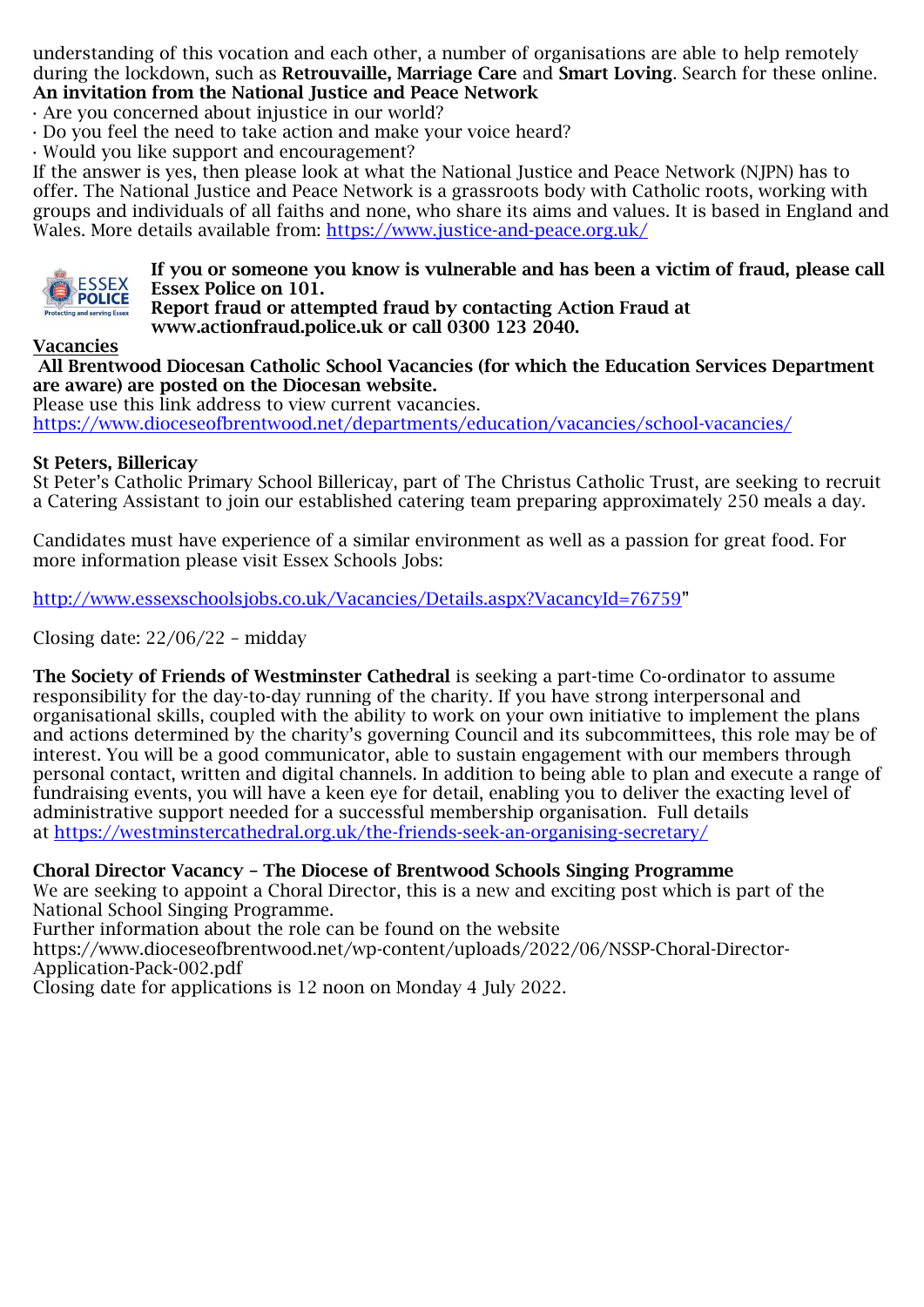understanding of this vocation and each other, a number of organisations are able to help remotely during the lockdown, such as **Retrouvaille, Marriage Care** and **Smart Loving**. Search for these online.

**An invitation from the National Justice and Peace Network**

· Are you concerned about injustice in our world?
· Do you feel the need to take action and make your voice heard?
· Would you like support and encouragement?

If the answer is yes, then please look at what the National Justice and Peace Network (NJPN) has to offer. The National Justice and Peace Network is a grassroots body with Catholic roots, working with groups and individuals of all faiths and none, who share its aims and values. It is based in England and Wales. More details available from: https://www.justice-and-peace.org.uk/

**If you or someone you know is vulnerable and has been a victim of fraud, please call Essex Police on 101.**
**Report fraud or attempted fraud by contacting Action Fraud at www.actionfraud.police.uk or call 0300 123 2040.**

## Vacancies

**All Brentwood Diocesan Catholic School Vacancies (for which the Education Services Department are aware) are posted on the Diocesan website.**

Please use this link address to view current vacancies.
https://www.dioceseofbrentwood.net/departments/education/vacancies/school-vacancies/

**St Peters, Billericay**

St Peter's Catholic Primary School Billericay, part of The Christus Catholic Trust, are seeking to recruit a Catering Assistant to join our established catering team preparing approximately 250 meals a day.

Candidates must have experience of a similar environment as well as a passion for great food. For more information please visit Essex Schools Jobs:

http://www.essexschoolsjobs.co.uk/Vacancies/Details.aspx?VacancyId=76759"

Closing date: 22/06/22 – midday

**The Society of Friends of Westminster Cathedral** is seeking a part-time Co-ordinator to assume responsibility for the day-to-day running of the charity. If you have strong interpersonal and organisational skills, coupled with the ability to work on your own initiative to implement the plans and actions determined by the charity's governing Council and its subcommittees, this role may be of interest. You will be a good communicator, able to sustain engagement with our members through personal contact, written and digital channels. In addition to being able to plan and execute a range of fundraising events, you will have a keen eye for detail, enabling you to deliver the exacting level of administrative support needed for a successful membership organisation. Full details at https://westminstercathedral.org.uk/the-friends-seek-an-organising-secretary/

**Choral Director Vacancy – The Diocese of Brentwood Schools Singing Programme**

We are seeking to appoint a Choral Director, this is a new and exciting post which is part of the National School Singing Programme.
Further information about the role can be found on the website
https://www.dioceseofbrentwood.net/wp-content/uploads/2022/06/NSSP-Choral-Director-Application-Pack-002.pdf
Closing date for applications is 12 noon on Monday 4 July 2022.